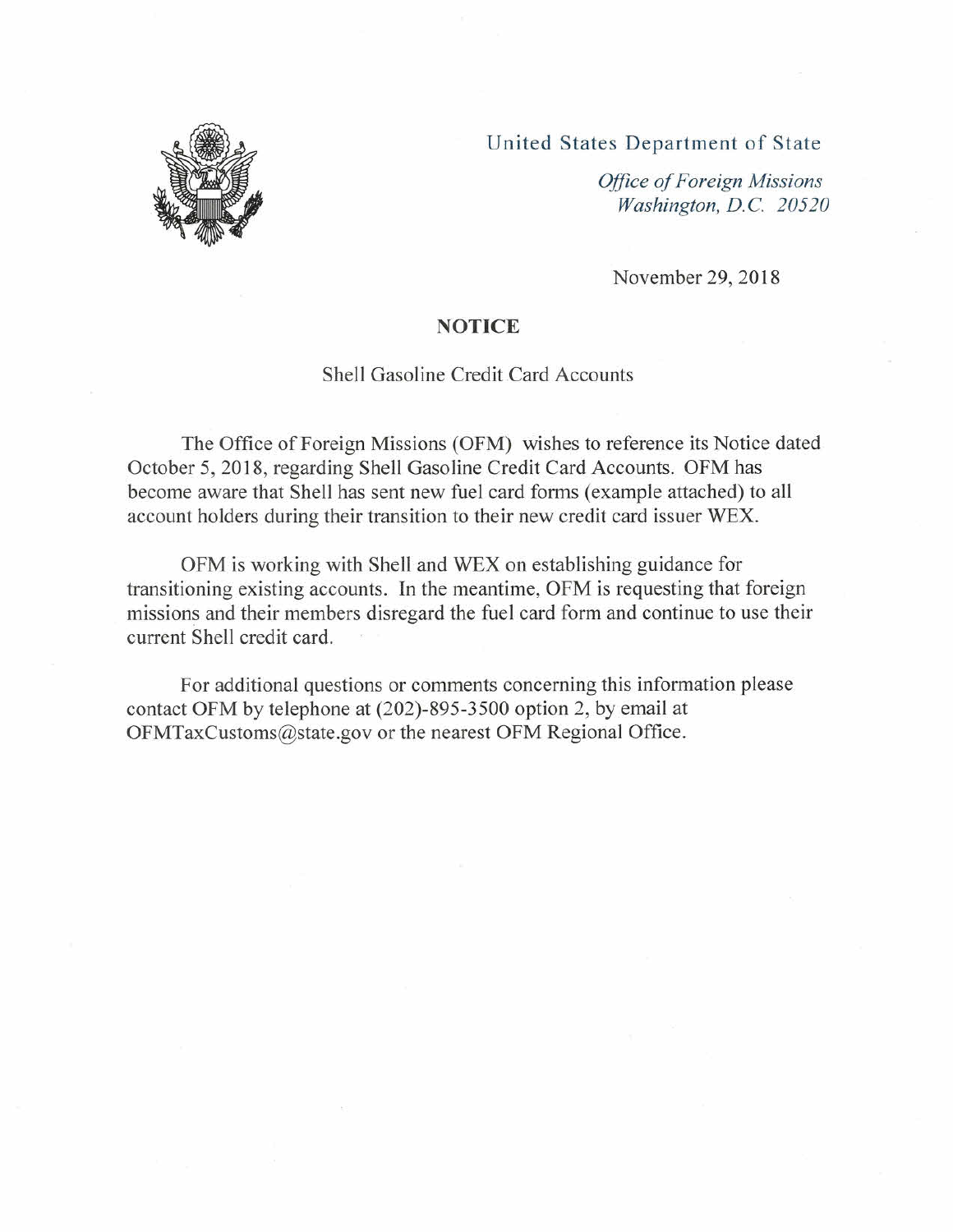United States Department of State

*Office of Foreign Missions*
*Washington, D.C. 20520*

November 29, 2018

**NOTICE**

Shell Gasoline Credit Card Accounts

The Office of Foreign Missions (OFM) wishes to reference its Notice dated October 5, 2018, regarding Shell Gasoline Credit Card Accounts. OFM has become aware that Shell has sent new fuel card forms (example attached) to all account holders during their transition to their new credit card issuer WEX.

OFM is working with Shell and WEX on establishing guidance for transitioning existing accounts. In the meantime, OFM is requesting that foreign missions and their members disregard the fuel card form and continue to use their current Shell credit card.

For additional questions or comments concerning this information please contact OFM by telephone at (202)-895-3500 option 2, by email at OFMTaxCustoms@state.gov or the nearest OFM Regional Office.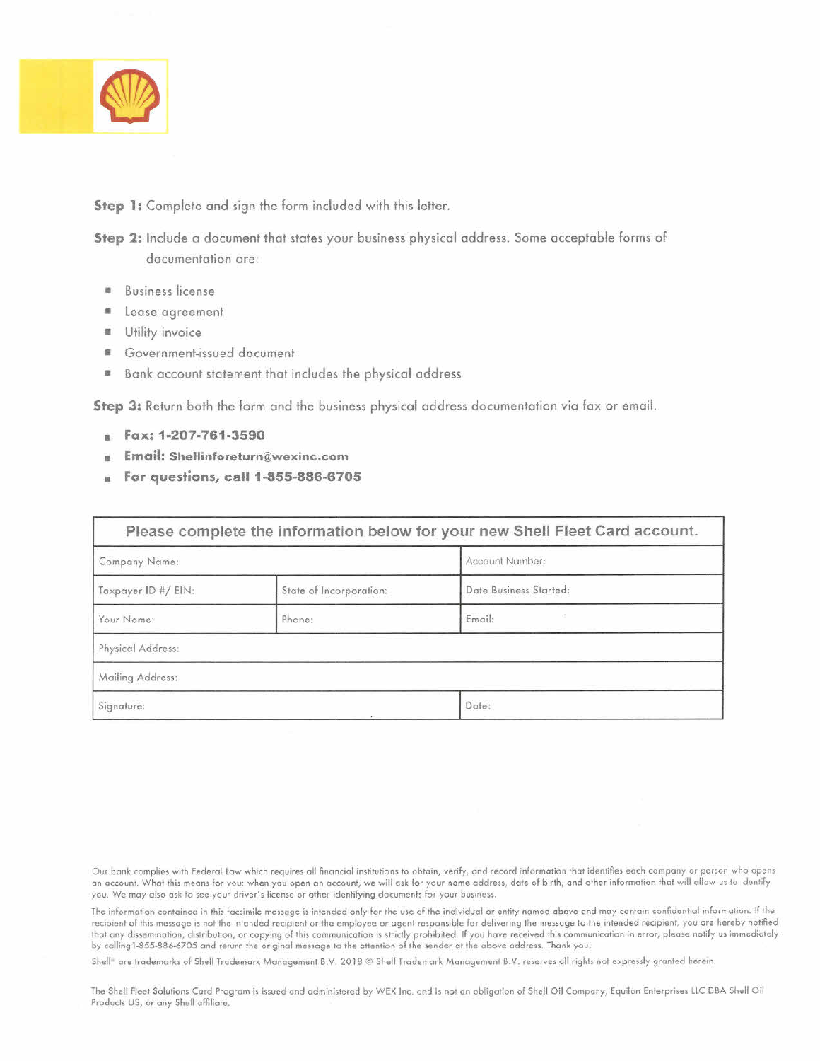**Step 1:** Complete and sign the form included with this letter.

**Step 2:** Include a document that states your business physical address. Some acceptable forms of documentation are:

- Business license
- Lease agreement
- Utility invoice
- Government-issued document
- Bank account statement that includes the physical address

**Step 3:** Return both the form and the business physical address documentation via fax or email.

- **Fax: 1-207-761-3590**
- **Email: Shellinforeturn@wexinc.com**
- **For questions, call 1-855-886-6705**

| Please complete the information below for your new Shell Fleet Card account. | | |
|---|---|---|
| Company Name: | | Account Number: |
| Taxpayer ID #/ EIN: | State of Incorporation: | Date Business Started: |
| Your Name: | Phone: | Email: |
| Physical Address: | | |
| Mailing Address: | | |
| Signature: | | Date: |

Our bank complies with Federal Law which requires all financial institutions to obtain, verify, and record information that identifies each company or person who opens an account. What this means for you: when you open an account, we will ask for your name address, date of birth, and other information that will allow us to identify you. We may also ask to see your driver's license or other identifying documents for your business.

The information contained in this facsimile message is intended only for the use of the individual or entity named above and may contain confidential information. If the recipient of this message is not the intended recipient or the employee or agent responsible for delivering the message to the intended recipient, you are hereby notified that any dissemination, distribution, or copying of this communication is strictly prohibited. If you have received this communication in error, please notify us immediately by calling 1-855-886-6705 and return the original message to the attention of the sender at the above address. Thank you.

Shell® are trademarks of Shell Trademark Management B.V. 2018 © Shell Trademark Management B.V. reserves all rights not expressly granted herein.

The Shell Fleet Solutions Card Program is issued and administered by WEX Inc. and is not an obligation of Shell Oil Company, Equilon Enterprises LLC DBA Shell Oil Products US, or any Shell affiliate.